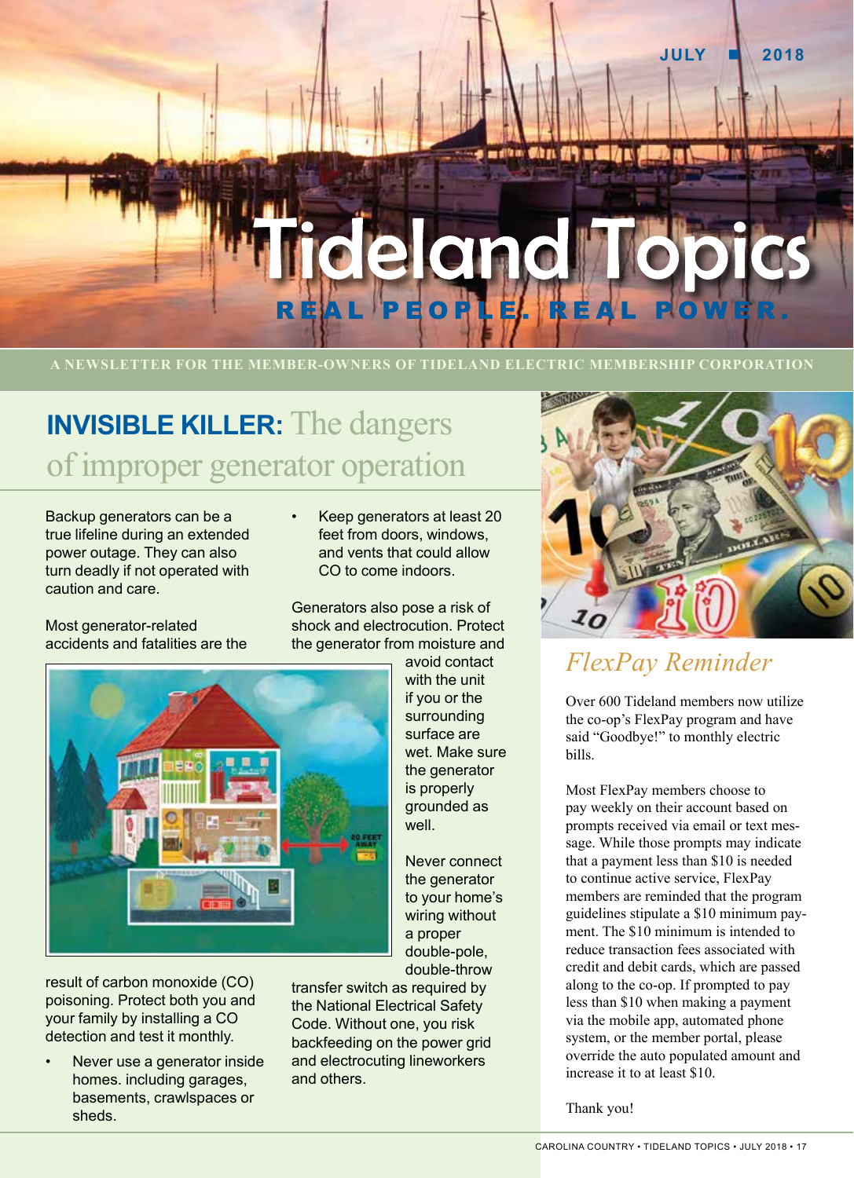JULY ■ 2018

# Tideland Topics

REAL PEOPLE. REAL POWER.

A NEWSLETTER FOR THE MEMBER-OWNERS OF TIDELAND ELECTRIC MEMBERSHIP CORPORATION

## INVISIBLE KILLER: The dangers of improper generator operation

Backup generators can be a true lifeline during an extended power outage. They can also turn deadly if not operated with caution and care.

Most generator-related accidents and fatalities are the result of carbon monoxide (CO) poisoning. Protect both you and your family by installing a CO detection and test it monthly.

- Never use a generator inside homes. including garages, basements, crawlspaces or sheds.
- Keep generators at least 20 feet from doors, windows, and vents that could allow CO to come indoors.

Generators also pose a risk of shock and electrocution. Protect the generator from moisture and avoid contact with the unit if you or the surrounding surface are wet. Make sure the generator is properly grounded as well.

Never connect the generator to your home's wiring without a proper double-pole, double-throw transfer switch as required by the National Electrical Safety Code. Without one, you risk backfeeding on the power grid and electrocuting lineworkers and others.

## *FlexPay Reminder*

Over 600 Tideland members now utilize the co-op's FlexPay program and have said "Goodbye!" to monthly electric bills.

Most FlexPay members choose to pay weekly on their account based on prompts received via email or text message. While those prompts may indicate that a payment less than $10 is needed to continue active service, FlexPay members are reminded that the program guidelines stipulate a $10 minimum payment. The $10 minimum is intended to reduce transaction fees associated with credit and debit cards, which are passed along to the co-op. If prompted to pay less than $10 when making a payment via the mobile app, automated phone system, or the member portal, please override the auto populated amount and increase it to at least $10.

Thank you!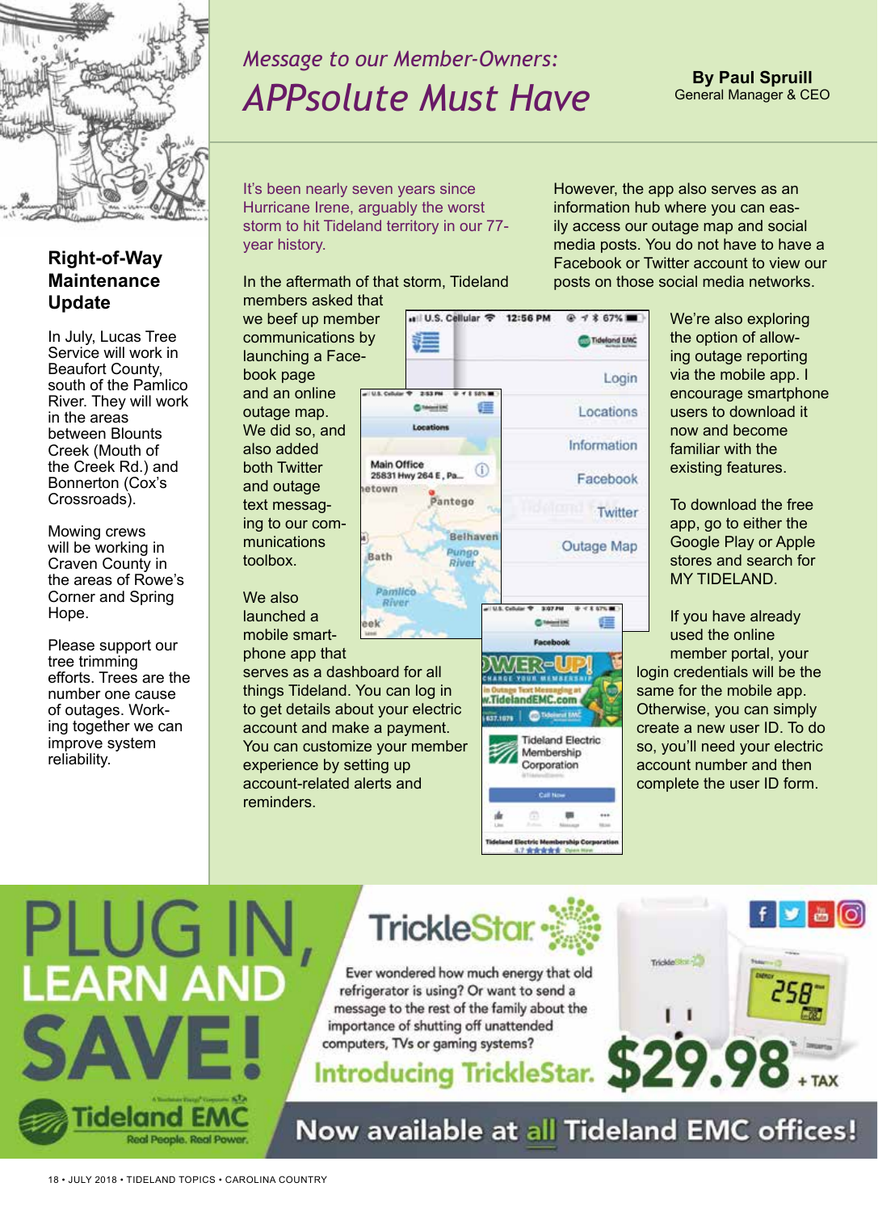*Message to our Member-Owners:*

# *APPsolute Must Have*

**By Paul Spruill**
General Manager & CEO

It's been nearly seven years since Hurricane Irene, arguably the worst storm to hit Tideland territory in our 77-year history.

In the aftermath of that storm, Tideland members asked that we beef up member communications by launching a Facebook page and an online outage map. We did so, and also added both Twitter and outage text messaging to our communications toolbox.

We also launched a mobile smartphone app that serves as a dashboard for all things Tideland. You can log in to get details about your electric account and make a payment. You can customize your member experience by setting up account-related alerts and reminders.

However, the app also serves as an information hub where you can easily access our outage map and social media posts. You do not have to have a Facebook or Twitter account to view our posts on those social media networks.

We're also exploring the option of allowing outage reporting via the mobile app. I encourage smartphone users to download it now and become familiar with the existing features.

To download the free app, go to either the Google Play or Apple stores and search for MY TIDELAND.

If you have already used the online member portal, your login credentials will be the same for the mobile app. Otherwise, you can simply create a new user ID. To do so, you'll need your electric account number and then complete the user ID form.

## Right-of-Way Maintenance Update

In July, Lucas Tree Service will work in Beaufort County, south of the Pamlico River. They will work in the areas between Blounts Creek (Mouth of the Creek Rd.) and Bonnerton (Cox's Crossroads).

Mowing crews will be working in Craven County in the areas of Rowe's Corner and Spring Hope.

Please support our tree trimming efforts. Trees are the number one cause of outages. Working together we can improve system reliability.

# PLUG IN, LEARN AND SAVE!

**TrickleStar**

Ever wondered how much energy that old refrigerator is using? Or want to send a message to the rest of the family about the importance of shutting off unattended computers, TVs or gaming systems?

**Introducing TrickleStar. $29.98 + TAX**

**Now available at all Tideland EMC offices!**

Tideland EMC — Real People. Real Power.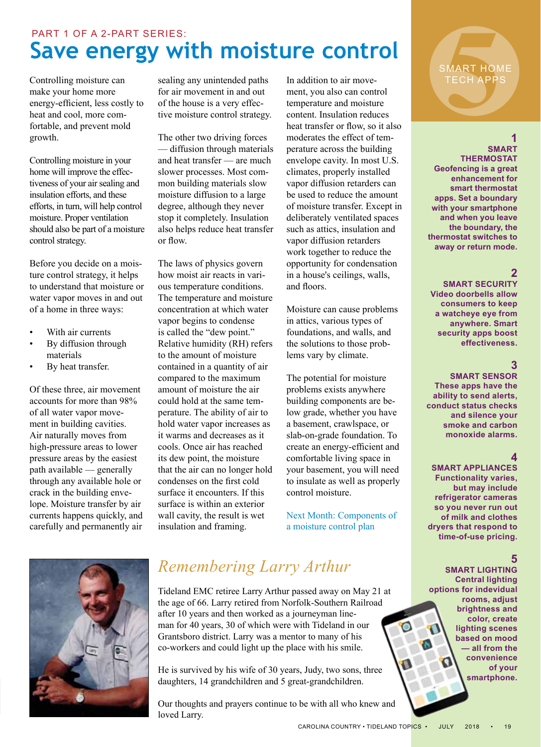PART 1 OF A 2-PART SERIES:

# Save energy with moisture control

Controlling moisture can make your home more energy-efficient, less costly to heat and cool, more comfortable, and prevent mold growth.

Controlling moisture in your home will improve the effectiveness of your air sealing and insulation efforts, and these efforts, in turn, will help control moisture. Proper ventilation should also be part of a moisture control strategy.

Before you decide on a moisture control strategy, it helps to understand that moisture or water vapor moves in and out of a home in three ways:

- With air currents
- By diffusion through materials
- By heat transfer.

Of these three, air movement accounts for more than 98% of all water vapor movement in building cavities. Air naturally moves from high-pressure areas to lower pressure areas by the easiest path available — generally through any available hole or crack in the building envelope. Moisture transfer by air currents happens quickly, and carefully and permanently air sealing any unintended paths for air movement in and out of the house is a very effective moisture control strategy.

The other two driving forces — diffusion through materials and heat transfer — are much slower processes. Most common building materials slow moisture diffusion to a large degree, although they never stop it completely. Insulation also helps reduce heat transfer or flow.

The laws of physics govern how moist air reacts in various temperature conditions. The temperature and moisture concentration at which water vapor begins to condense is called the "dew point." Relative humidity (RH) refers to the amount of moisture contained in a quantity of air compared to the maximum amount of moisture the air could hold at the same temperature. The ability of air to hold water vapor increases as it warms and decreases as it cools. Once air has reached its dew point, the moisture that the air can no longer hold condenses on the first cold surface it encounters. If this surface is within an exterior wall cavity, the result is wet insulation and framing.

In addition to air movement, you also can control temperature and moisture content. Insulation reduces heat transfer or flow, so it also moderates the effect of temperature across the building envelope cavity. In most U.S. climates, properly installed vapor diffusion retarders can be used to reduce the amount of moisture transfer. Except in deliberately ventilated spaces such as attics, insulation and vapor diffusion retarders work together to reduce the opportunity for condensation in a house's ceilings, walls, and floors.

Moisture can cause problems in attics, various types of foundations, and walls, and the solutions to those problems vary by climate.

The potential for moisture problems exists anywhere building components are below grade, whether you have a basement, crawlspace, or slab-on-grade foundation. To create an energy-efficient and comfortable living space in your basement, you will need to insulate as well as properly control moisture.

Next Month: Components of a moisture control plan

## 5 SMART HOME TECH APPS

**1**
**SMART THERMOSTAT**
**Geofencing is a great enhancement for smart thermostat apps. Set a boundary with your smartphone and when you leave the boundary, the thermostat switches to away or return mode.**

**2**
**SMART SECURITY**
**Video doorbells allow consumers to keep a watcheye eye from anywhere. Smart security apps boost effectiveness.**

**3**
**SMART SENSOR**
**These apps have the ability to send alerts, conduct status checks and silence your smoke and carbon monoxide alarms.**

**4**
**SMART APPLIANCES**
**Functionality varies, but may include refrigerator cameras so you never run out of milk and clothes dryers that respond to time-of-use pricing.**

**5**
**SMART LIGHTING**
**Central lighting options for individual rooms, adjust brightness and color, create lighting scenes based on mood — all from the convenience of your smartphone.**

## *Remembering Larry Arthur*

Tideland EMC retiree Larry Arthur passed away on May 21 at the age of 66. Larry retired from Norfolk-Southern Railroad after 10 years and then worked as a journeyman lineman for 40 years, 30 of which were with Tideland in our Grantsboro district. Larry was a mentor to many of his co-workers and could light up the place with his smile.

He is survived by his wife of 30 years, Judy, two sons, three daughters, 14 grandchildren and 5 great-grandchildren.

Our thoughts and prayers continue to be with all who knew and loved Larry.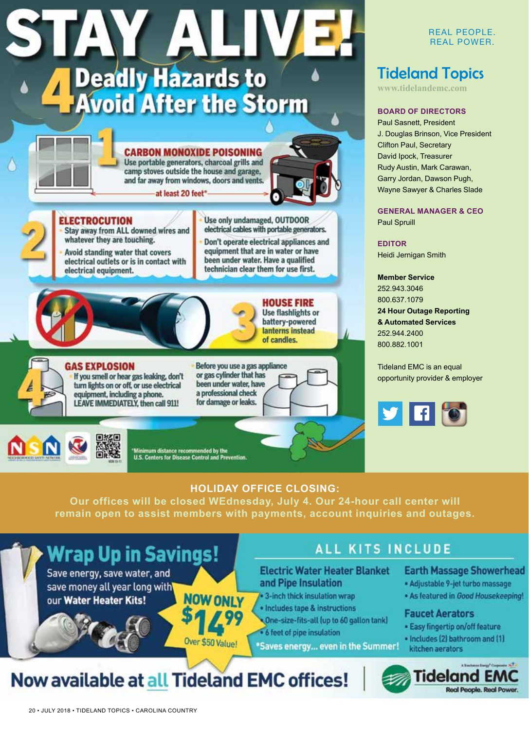# STAY ALIVE!

## 4 Deadly Hazards to Avoid After the Storm

### 1 CARBON MONOXIDE POISONING

Use portable generators, charcoal grills and camp stoves outside the house and garage, and far away from windows, doors and vents.

at least 20 feet*

### 2 ELECTROCUTION

- Stay away from ALL downed wires and whatever they are touching.
- Avoid standing water that covers electrical outlets or is in contact with electrical equipment.
- Use only undamaged, OUTDOOR electrical cables with portable generators.
- Don't operate electrical appliances and equipment that are in water or have been under water. Have a qualified technician clear them for use first.

### 3 HOUSE FIRE

Use flashlights or battery-powered lanterns instead of candles.

### 4 GAS EXPLOSION

- If you smell or hear gas leaking, don't turn lights on or off, or use electrical equipment, including a phone. LEAVE IMMEDIATELY, then call 911!
- Before you use a gas appliance or gas cylinder that has been under water, have a professional check for damage or leaks.

*Minimum distance recommended by the U.S. Centers for Disease Control and Prevention.

REAL PEOPLE.
REAL POWER.

## Tideland Topics

www.tidelandemc.com

**BOARD OF DIRECTORS**

Paul Sasnett, President
J. Douglas Brinson, Vice President
Clifton Paul, Secretary
David Ipock, Treasurer
Rudy Austin, Mark Carawan,
Garry Jordan, Dawson Pugh,
Wayne Sawyer & Charles Slade

**GENERAL MANAGER & CEO**

Paul Spruill

**EDITOR**

Heidi Jernigan Smith

**Member Service**
252.943.3046
800.637.1079

**24 Hour Outage Reporting & Automated Services**
252.944.2400
800.882.1001

Tideland EMC is an equal opportunity provider & employer

**HOLIDAY OFFICE CLOSING:**
Our offices will be closed WEdnesday, July 4. Our 24-hour call center will remain open to assist members with payments, account inquiries and outages.

## Wrap Up in Savings!

Save energy, save water, and save money all year long with our **Water Heater Kits!**

NOW ONLY $14.99
Over $50 Value!

### ALL KITS INCLUDE

**Electric Water Heater Blanket and Pipe Insulation**
- 3-inch thick insulation wrap
- Includes tape & instructions
- One-size-fits-all (up to 60 gallon tank)
- 6 feet of pipe insulation

*Saves energy... even in the Summer!

**Earth Massage Showerhead**
- Adjustable 9-jet turbo massage
- As featured in *Good Housekeeping*!

**Faucet Aerators**
- Easy fingertip on/off feature
- Includes (2) bathroom and (1) kitchen aerators

**Now available at all Tideland EMC offices!**

Tideland EMC
Real People. Real Power.